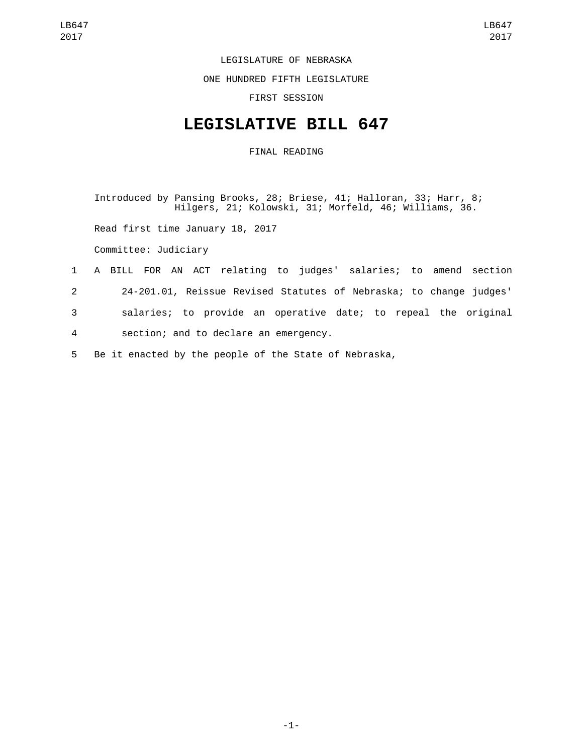LEGISLATURE OF NEBRASKA

ONE HUNDRED FIFTH LEGISLATURE

FIRST SESSION

# LEGISLATIVE BILL 647

FINAL READING

Introduced by Pansing Brooks, 28; Briese, 41; Halloran, 33; Harr, 8; Hilgers, 21; Kolowski, 31; Morfeld, 46; Williams, 36.

Read first time January 18, 2017

Committee: Judiciary

1 A BILL FOR AN ACT relating to judges' salaries; to amend section
2 24-201.01, Reissue Revised Statutes of Nebraska; to change judges'
3 salaries; to provide an operative date; to repeal the original
4 section; and to declare an emergency.

5 Be it enacted by the people of the State of Nebraska,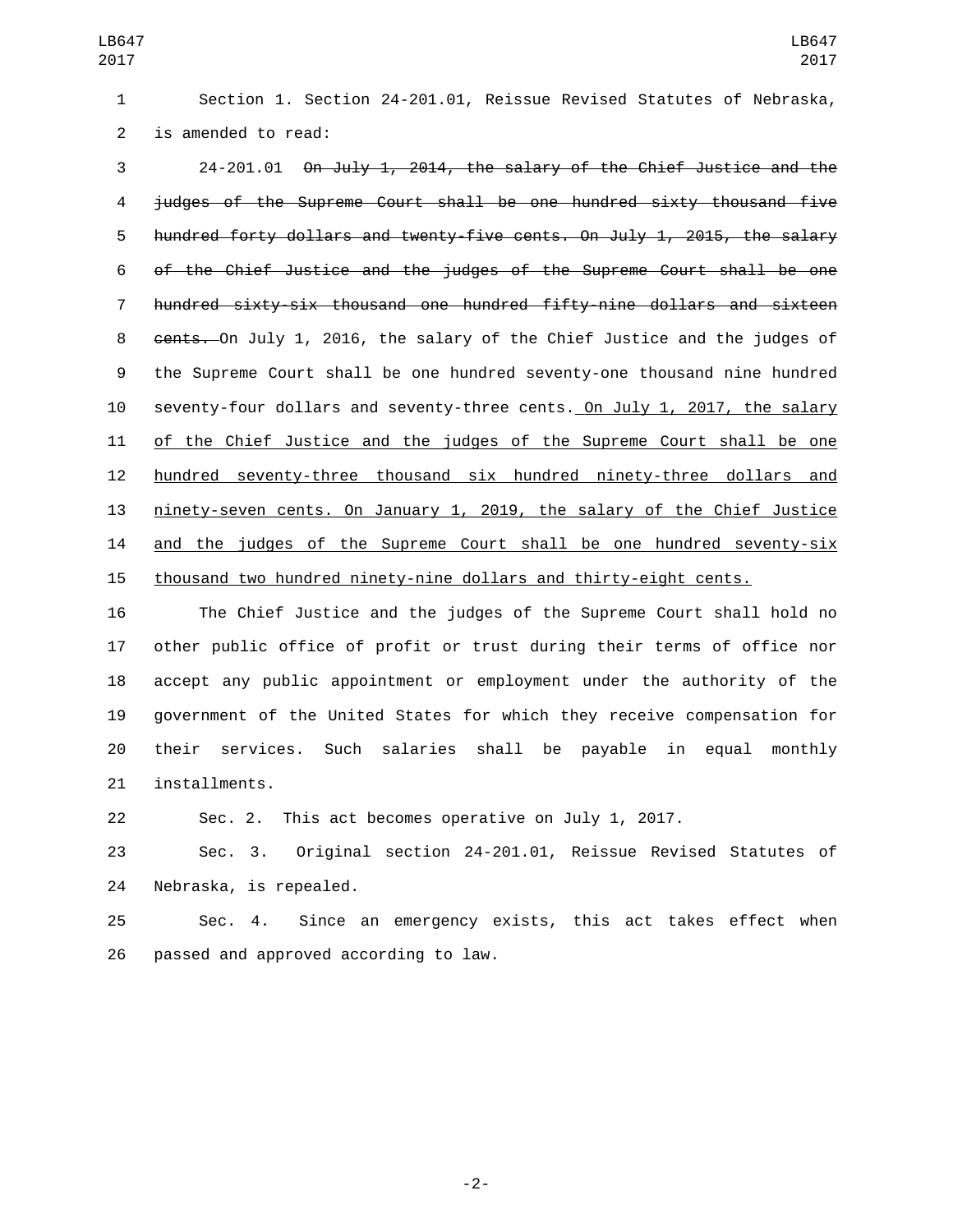Section 1. Section 24-201.01, Reissue Revised Statutes of Nebraska, is amended to read:

24-201.01 ~~On July 1, 2014, the salary of the Chief Justice and the judges of the Supreme Court shall be one hundred sixty thousand five hundred forty dollars and twenty-five cents. On July 1, 2015, the salary of the Chief Justice and the judges of the Supreme Court shall be one hundred sixty-six thousand one hundred fifty-nine dollars and sixteen cents.~~ On July 1, 2016, the salary of the Chief Justice and the judges of the Supreme Court shall be one hundred seventy-one thousand nine hundred seventy-four dollars and seventy-three cents. <u>On July 1, 2017, the salary of the Chief Justice and the judges of the Supreme Court shall be one hundred seventy-three thousand six hundred ninety-three dollars and ninety-seven cents. On January 1, 2019, the salary of the Chief Justice and the judges of the Supreme Court shall be one hundred seventy-six thousand two hundred ninety-nine dollars and thirty-eight cents.</u>

The Chief Justice and the judges of the Supreme Court shall hold no other public office of profit or trust during their terms of office nor accept any public appointment or employment under the authority of the government of the United States for which they receive compensation for their services. Such salaries shall be payable in equal monthly installments.

Sec. 2. This act becomes operative on July 1, 2017.

Sec. 3. Original section 24-201.01, Reissue Revised Statutes of Nebraska, is repealed.

Sec. 4. Since an emergency exists, this act takes effect when passed and approved according to law.